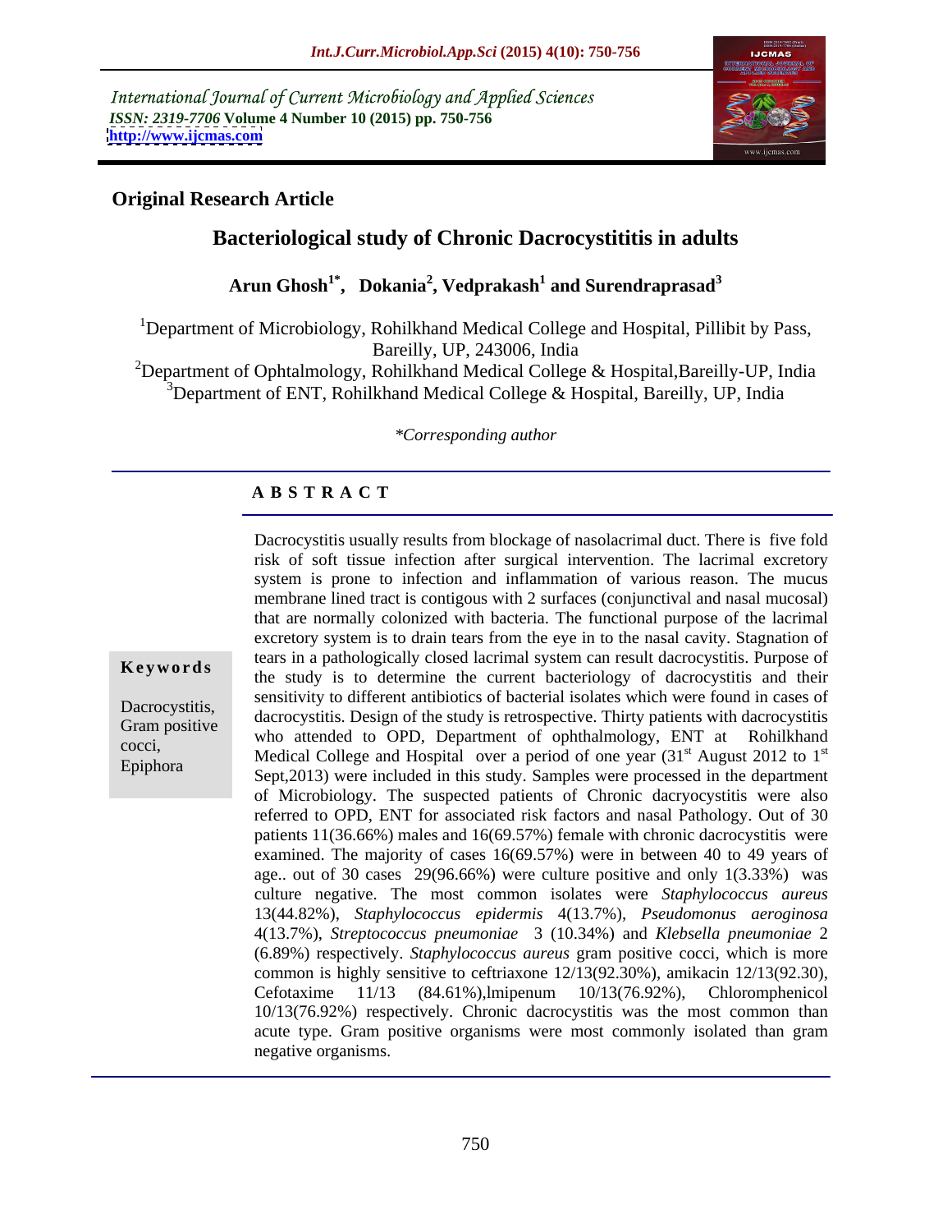International Journal of Current Microbiology and Applied Sciences
*ISSN: 2319-7706* **Volume 4 Number 10 (2015) pp. 750-756**
**http://www.ijcmas.com**

**Original Research Article**

# Bacteriological study of Chronic Dacrocystititis in adults

**Arun Ghosh[1*], Dokania[2], Vedprakash[1] and Surendraprasad[3]**

[1]Department of Microbiology, Rohilkhand Medical College and Hospital, Pillibit by Pass, Bareilly, UP, 243006, India
[2]Department of Ophtalmology, Rohilkhand Medical College & Hospital,Bareilly-UP, India
[3]Department of ENT, Rohilkhand Medical College & Hospital, Bareilly, UP, India

*\*Corresponding author*

## A B S T R A C T

**Keywords**

Dacrocystitis, Gram positive cocci, Epiphora

Dacrocystitis usually results from blockage of nasolacrimal duct. There is five fold risk of soft tissue infection after surgical intervention. The lacrimal excretory system is prone to infection and inflammation of various reason. The mucus membrane lined tract is contigous with 2 surfaces (conjunctival and nasal mucosal) that are normally colonized with bacteria. The functional purpose of the lacrimal excretory system is to drain tears from the eye in to the nasal cavity. Stagnation of tears in a pathologically closed lacrimal system can result dacrocystitis. Purpose of the study is to determine the current bacteriology of dacrocystitis and their sensitivity to different antibiotics of bacterial isolates which were found in cases of dacrocystitis. Design of the study is retrospective. Thirty patients with dacrocystitis who attended to OPD, Department of ophthalmology, ENT at Rohilkhand Medical College and Hospital over a period of one year (31st August 2012 to 1st Sept,2013) were included in this study. Samples were processed in the department of Microbiology. The suspected patients of Chronic dacryocystitis were also referred to OPD, ENT for associated risk factors and nasal Pathology. Out of 30 patients 11(36.66%) males and 16(69.57%) female with chronic dacrocystitis were examined. The majority of cases 16(69.57%) were in between 40 to 49 years of age.. out of 30 cases 29(96.66%) were culture positive and only 1(3.33%) was culture negative. The most common isolates were *Staphylococcus aureus* 13(44.82%), *Staphylococcus epidermis* 4(13.7%), *Pseudomonas aeroginosa* 4(13.7%), *Streptococcus pneumoniae* 3 (10.34%) and *Klebsella pneumoniae* 2 (6.89%) respectively. *Staphylococcus aureus* gram positive cocci, which is more common is highly sensitive to ceftriaxone 12/13(92.30%), amikacin 12/13(92.30), Cefotaxime 11/13 (84.61%),lmipenum 10/13(76.92%), Chloromphenicol 10/13(76.92%) respectively. Chronic dacrocystitis was the most common than acute type. Gram positive organisms were most commonly isolated than gram negative organisms.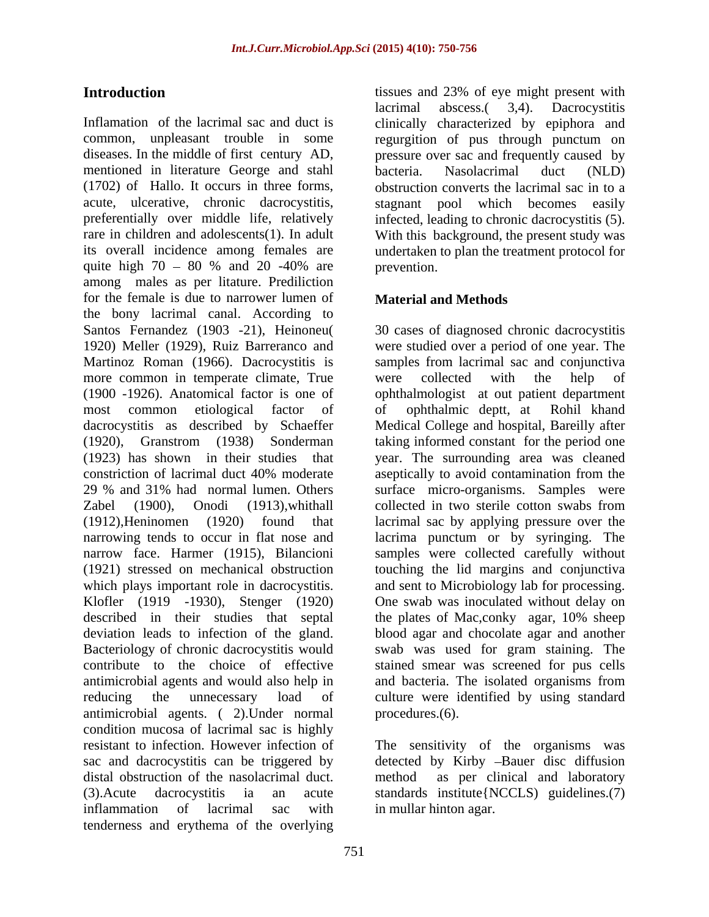## Introduction

Inflamation of the lacrimal sac and duct is common, unpleasant trouble in some diseases. In the middle of first century AD, mentioned in literature George and stahl (1702) of Hallo. It occurs in three forms, acute, ulcerative, chronic dacrocystitis, preferentially over middle life, relatively rare in children and adolescents(1). In adult its overall incidence among females are quite high 70 – 80 % and 20 -40% are among males as per litature. Prediliction for the female is due to narrower lumen of the bony lacrimal canal. According to Santos Fernandez (1903 -21), Heinoneu( 1920) Meller (1929), Ruiz Barreranco and Martinoz Roman (1966). Dacrocystitis is more common in temperate climate, True (1900 -1926). Anatomical factor is one of most common etiological factor of dacrocystitis as described by Schaeffer (1920), Granstrom (1938) Sonderman (1923) has shown in their studies that constriction of lacrimal duct 40% moderate 29 % and 31% had normal lumen. Others Zabel (1900), Onodi (1913),whithall (1912),Heninomen (1920) found that narrowing tends to occur in flat nose and narrow face. Harmer (1915), Bilancioni (1921) stressed on mechanical obstruction which plays important role in dacrocystitis. Klofler (1919 -1930), Stenger (1920) described in their studies that septal deviation leads to infection of the gland. Bacteriology of chronic dacrocystitis would contribute to the choice of effective antimicrobial agents and would also help in reducing the unnecessary load of antimicrobial agents. ( 2).Under normal condition mucosa of lacrimal sac is highly resistant to infection. However infection of sac and dacrocystitis can be triggered by distal obstruction of the nasolacrimal duct. (3).Acute dacrocystitis ia an acute inflammation of lacrimal sac with tenderness and erythema of the overlying tissues and 23% of eye might present with lacrimal abscess.( 3,4). Dacrocystitis clinically characterized by epiphora and regurgition of pus through punctum on pressure over sac and frequently caused by bacteria. Nasolacrimal duct (NLD) obstruction converts the lacrimal sac in to a stagnant pool which becomes easily infected, leading to chronic dacrocystitis (5). With this background, the present study was undertaken to plan the treatment protocol for prevention.

## Material and Methods

30 cases of diagnosed chronic dacrocystitis were studied over a period of one year. The samples from lacrimal sac and conjunctiva were collected with the help of ophthalmologist at out patient department of ophthalmic deptt, at Rohil khand Medical College and hospital, Bareilly after taking informed constant for the period one year. The surrounding area was cleaned aseptically to avoid contamination from the surface micro-organisms. Samples were collected in two sterile cotton swabs from lacrimal sac by applying pressure over the lacrima punctum or by syringing. The samples were collected carefully without touching the lid margins and conjunctiva and sent to Microbiology lab for processing. One swab was inoculated without delay on the plates of Mac,conky agar, 10% sheep blood agar and chocolate agar and another swab was used for gram staining. The stained smear was screened for pus cells and bacteria. The isolated organisms from culture were identified by using standard procedures.(6).

The sensitivity of the organisms was detected by Kirby –Bauer disc diffusion method as per clinical and laboratory standards institute{NCCLS) guidelines.(7) in mullar hinton agar.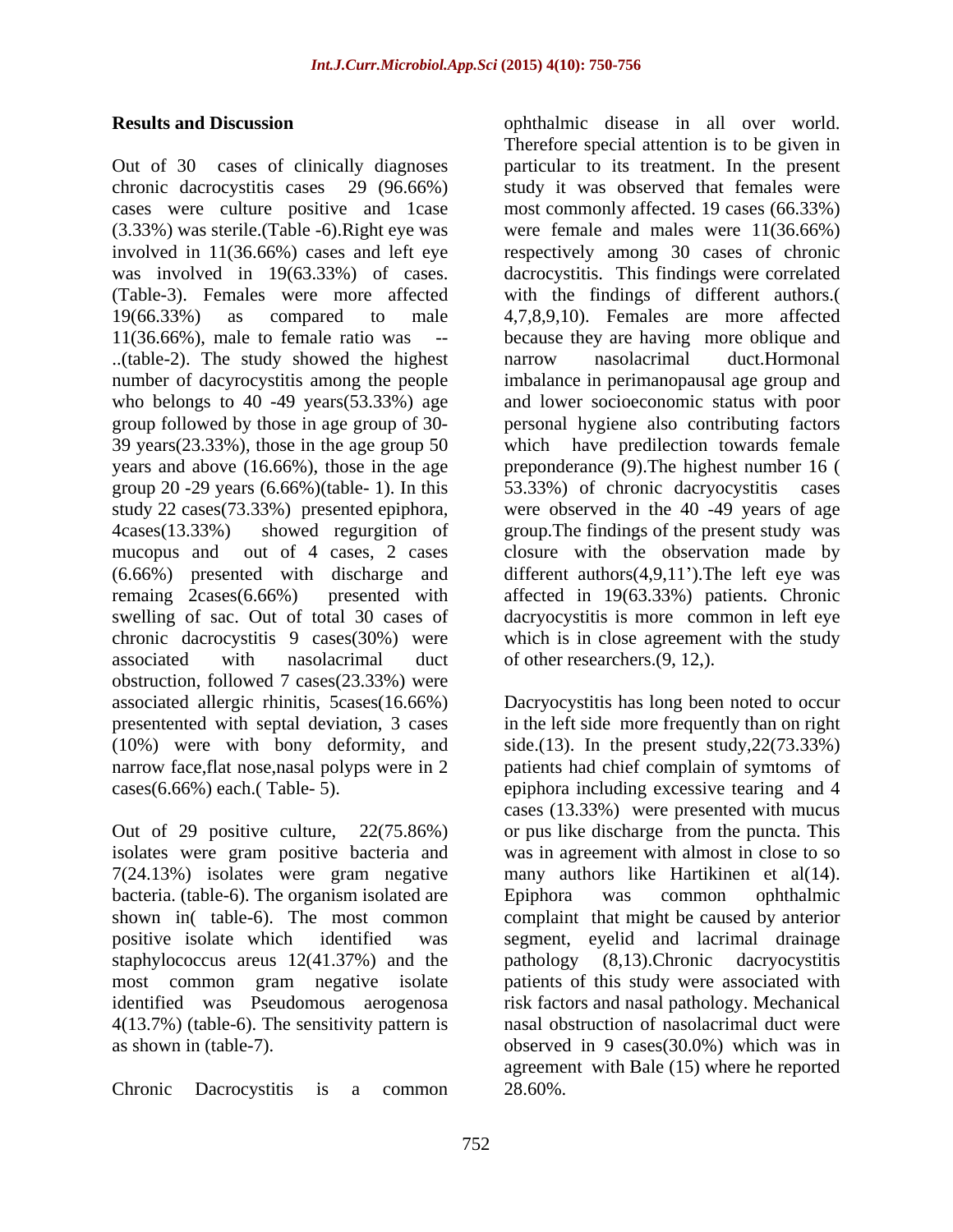## Results and Discussion

Out of 30 cases of clinically diagnoses chronic dacrocystitis cases 29 (96.66%) cases were culture positive and 1case (3.33%) was sterile.(Table -6).Right eye was involved in 11(36.66%) cases and left eye was involved in 19(63.33%) of cases. (Table-3). Females were more affected 19(66.33%) as compared to male 11(36.66%), male to female ratio was -- ..(table-2). The study showed the highest number of dacyrocystitis among the people who belongs to 40 -49 years(53.33%) age group followed by those in age group of 30-39 years(23.33%), those in the age group 50 years and above (16.66%), those in the age group 20 -29 years (6.66%)(table- 1). In this study 22 cases(73.33%) presented epiphora, 4cases(13.33%) showed regurgition of mucopus and out of 4 cases, 2 cases (6.66%) presented with discharge and remaing 2cases(6.66%) presented with swelling of sac. Out of total 30 cases of chronic dacrocystitis 9 cases(30%) were associated with nasolacrimal duct obstruction, followed 7 cases(23.33%) were associated allergic rhinitis, 5cases(16.66%) presentented with septal deviation, 3 cases (10%) were with bony deformity, and narrow face,flat nose,nasal polyps were in 2 cases(6.66%) each.( Table- 5).

Out of 29 positive culture, 22(75.86%) isolates were gram positive bacteria and 7(24.13%) isolates were gram negative bacteria. (table-6). The organism isolated are shown in( table-6). The most common positive isolate which identified was staphylococcus areus 12(41.37%) and the most common gram negative isolate identified was Pseudomous aerogenosa 4(13.7%) (table-6). The sensitivity pattern is as shown in (table-7).

Chronic Dacrocystitis is a common ophthalmic disease in all over world. Therefore special attention is to be given in particular to its treatment. In the present study it was observed that females were most commonly affected. 19 cases (66.33%) were female and males were 11(36.66%) respectively among 30 cases of chronic dacrocystitis. This findings were correlated with the findings of different authors.( 4,7,8,9,10). Females are more affected because they are having more oblique and narrow nasolacrimal duct.Hormonal imbalance in perimanopausal age group and and lower socioeconomic status with poor personal hygiene also contributing factors which have predilection towards female preponderance (9).The highest number 16 ( 53.33%) of chronic dacryocystitis cases were observed in the 40 -49 years of age group.The findings of the present study was closure with the observation made by different authors(4,9,11').The left eye was affected in 19(63.33%) patients. Chronic dacryocystitis is more common in left eye which is in close agreement with the study of other researchers.(9, 12,).

Dacryocystitis has long been noted to occur in the left side more frequently than on right side.(13). In the present study,22(73.33%) patients had chief complain of symtoms of epiphora including excessive tearing and 4 cases (13.33%) were presented with mucus or pus like discharge from the puncta. This was in agreement with almost in close to so many authors like Hartikinen et al(14). Epiphora was common ophthalmic complaint that might be caused by anterior segment, eyelid and lacrimal drainage pathology (8,13).Chronic dacryocystitis patients of this study were associated with risk factors and nasal pathology. Mechanical nasal obstruction of nasolacrimal duct were observed in 9 cases(30.0%) which was in agreement with Bale (15) where he reported 28.60%.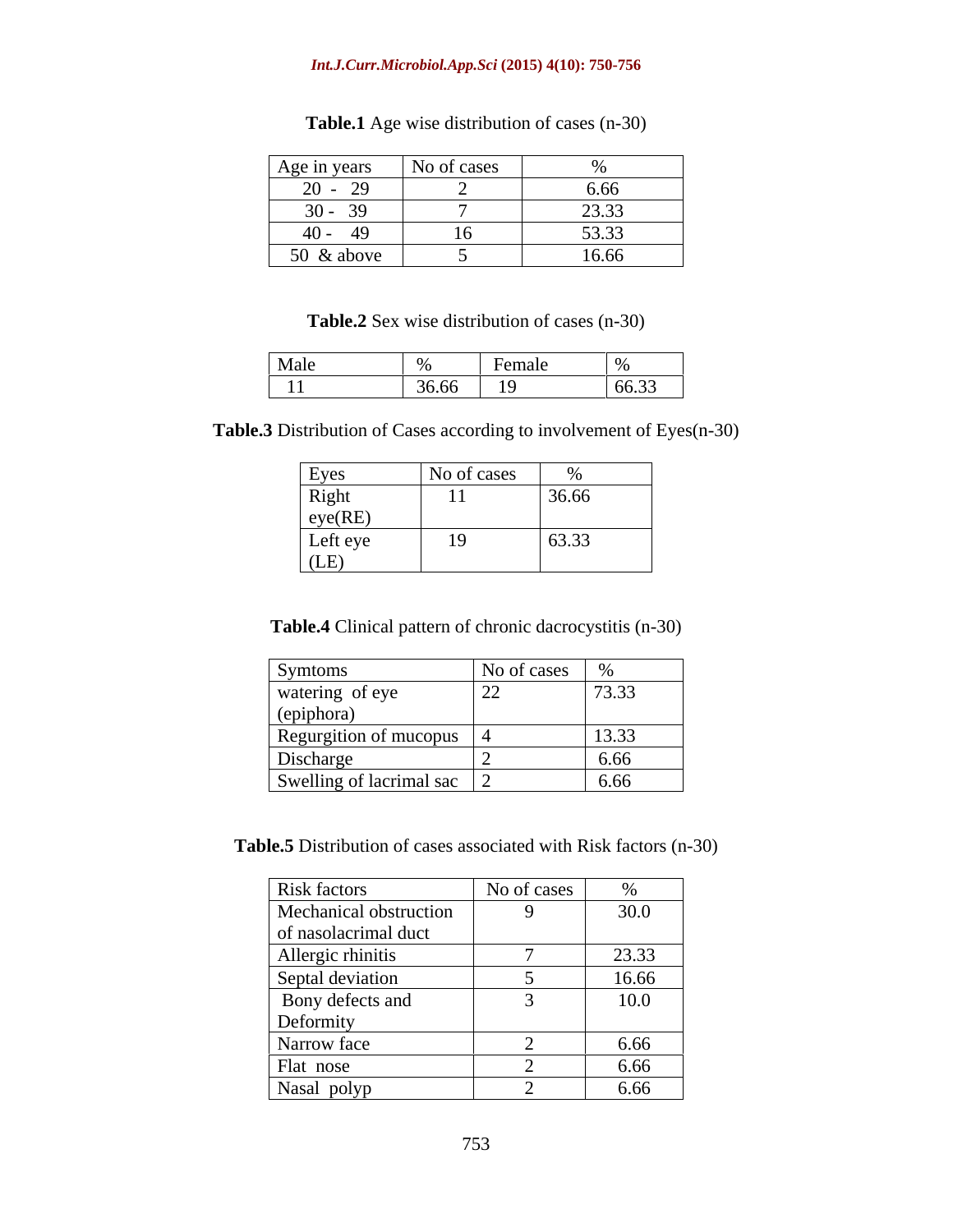**Table.1** Age wise distribution of cases (n-30)

| Age in years | No of cases | % |
|---|---|---|
| 20 - 29 | 2 | 6.66 |
| 30 - 39 | 7 | 23.33 |
| 40 - 49 | 16 | 53.33 |
| 50 & above | 5 | 16.66 |

**Table.2** Sex wise distribution of cases (n-30)

| Male | % | Female | % |
|---|---|---|---|
| 11 | 36.66 | 19 | 66.33 |

**Table.3** Distribution of Cases according to involvement of Eyes(n-30)

| Eyes | No of cases | % |
|---|---|---|
| Right eye(RE) | 11 | 36.66 |
| Left eye (LE) | 19 | 63.33 |

**Table.4** Clinical pattern of chronic dacrocystitis (n-30)

| Symtoms | No of cases | % |
|---|---|---|
| watering of eye (epiphora) | 22 | 73.33 |
| Regurgition of mucopus | 4 | 13.33 |
| Discharge | 2 | 6.66 |
| Swelling of lacrimal sac | 2 | 6.66 |

**Table.5** Distribution of cases associated with Risk factors (n-30)

| Risk factors | No of cases | % |
|---|---|---|
| Mechanical obstruction of nasolacrimal duct | 9 | 30.0 |
| Allergic rhinitis | 7 | 23.33 |
| Septal deviation | 5 | 16.66 |
| Bony defects and Deformity | 3 | 10.0 |
| Narrow face | 2 | 6.66 |
| Flat nose | 2 | 6.66 |
| Nasal polyp | 2 | 6.66 |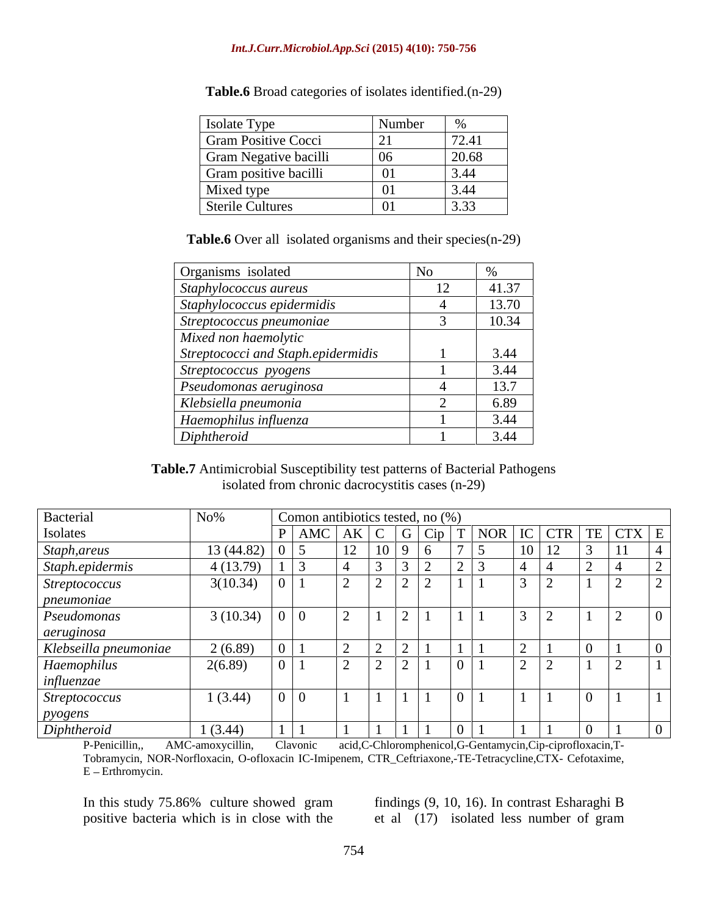**Table.6** Broad categories of isolates identified.(n-29)

| Isolate Type | Number | % |
|---|---|---|
| Gram Positive Cocci | 21 | 72.41 |
| Gram Negative bacilli | 06 | 20.68 |
| Gram positive bacilli | 01 | 3.44 |
| Mixed type | 01 | 3.44 |
| Sterile Cultures | 01 | 3.33 |

**Table.6** Over all isolated organisms and their species(n-29)

| Organisms isolated | No | % |
|---|---|---|
| *Staphylococcus aureus* | 12 | 41.37 |
| *Staphylococcus epidermidis* | 4 | 13.70 |
| *Streptococcus pneumoniae* | 3 | 10.34 |
| *Mixed non haemolytic Streptococci and Staph.epidermidis* | 1 | 3.44 |
| *Streptococcus pyogens* | 1 | 3.44 |
| *Pseudomonas aeruginosa* | 4 | 13.7 |
| *Klebsiella pneumonia* | 2 | 6.89 |
| *Haemophilus influenza* | 1 | 3.44 |
| *Diphtheroid* | 1 | 3.44 |

**Table.7** Antimicrobial Susceptibility test patterns of Bacterial Pathogens isolated from chronic dacrocystitis cases (n-29)

| Bacterial Isolates | No% | Comon antibiotics tested, no (%) | | | | | | | | | | | | |
|---|---|---|---|---|---|---|---|---|---|---|---|---|---|---|
| | | P | AMC | AK | C | G | Cip | T | NOR | IC | CTR | TE | CTX | E |
| *Staph,areus* | 13 (44.82) | 0 | 5 | 12 | 10 | 9 | 6 | 7 | 5 | 10 | 12 | 3 | 11 | 4 |
| *Staph.epidermis* | 4 (13.79) | 1 | 3 | 4 | 3 | 3 | 2 | 2 | 3 | 4 | 4 | 2 | 4 | 2 |
| *Streptococcus pneumoniae* | 3(10.34) | 0 | 1 | 2 | 2 | 2 | 2 | 1 | 1 | 3 | 2 | 1 | 2 | 2 |
| *Pseudomonas aeruginosa* | 3 (10.34) | 0 | 0 | 2 | 1 | 2 | 1 | 1 | 1 | 3 | 2 | 1 | 2 | 0 |
| *Klebseilla pneumoniae* | 2 (6.89) | 0 | 1 | 2 | 2 | 2 | 1 | 1 | 1 | 2 | 1 | 0 | 1 | 0 |
| *Haemophilus influenzae* | 2(6.89) | 0 | 1 | 2 | 2 | 2 | 1 | 0 | 1 | 2 | 2 | 1 | 2 | 1 |
| *Streptococcus pyogens* | 1 (3.44) | 0 | 0 | 1 | 1 | 1 | 1 | 0 | 1 | 1 | 1 | 0 | 1 | 1 |
| *Diphtheroid* | 1 (3.44) | 1 | 1 | 1 | 1 | 1 | 1 | 0 | 1 | 1 | 1 | 0 | 1 | 0 |

P-Penicillin,, AMC-amoxycillin, Clavonic acid,C-Chloromphenicol,G-Gentamycin,Cip-ciprofloxacin,T-Tobramycin, NOR-Norfloxacin, O-ofloxacin IC-Imipenem, CTR_Ceftriaxone,-TE-Tetracycline,CTX- Cefotaxime, E – Erthromycin.

In this study 75.86% culture showed gram positive bacteria which is in close with the findings (9, 10, 16). In contrast Esharaghi B et al (17) isolated less number of gram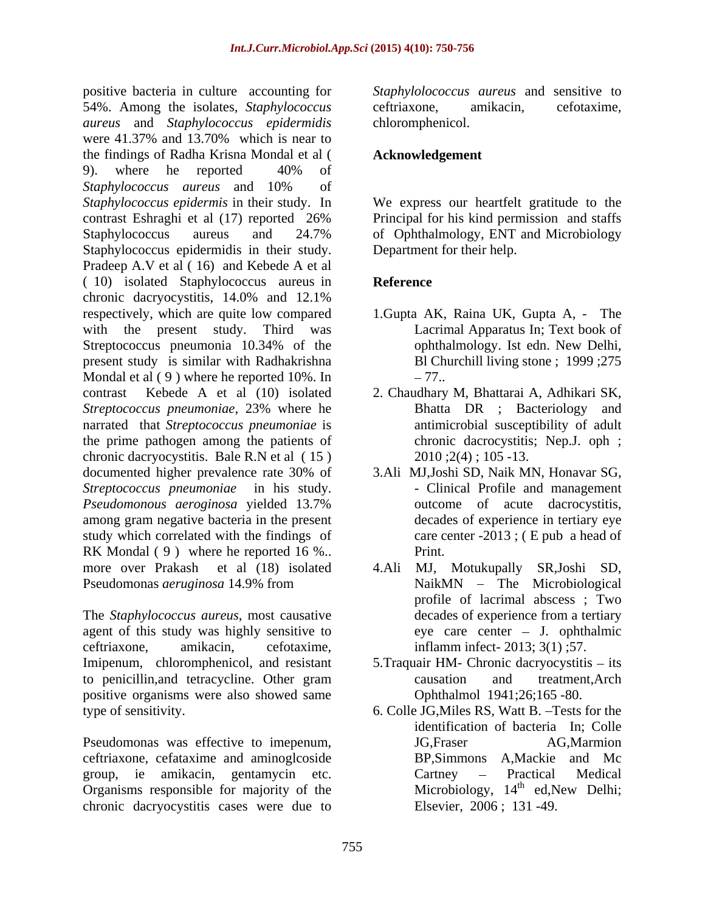positive bacteria in culture accounting for 54%. Among the isolates, *Staphylococcus aureus* and *Staphylococcus epidermidis* were 41.37% and 13.70% which is near to the findings of Radha Krisna Mondal et al ( 9). where he reported 40% of *Staphylococcus aureus* and 10% of *Staphylococcus epidermis* in their study. In contrast Eshraghi et al (17) reported 26% Staphylococcus aureus and 24.7% Staphylococcus epidermidis in their study. Pradeep A.V et al ( 16) and Kebede A et al ( 10) isolated Staphylococcus aureus in chronic dacryocystitis, 14.0% and 12.1% respectively, which are quite low compared with the present study. Third was Streptococcus pneumonia 10.34% of the present study is similar with Radhakrishna Mondal et al ( 9 ) where he reported 10%. In contrast Kebede A et al (10) isolated *Streptococcus pneumoniae*, 23% where he narrated that *Streptococcus pneumoniae* is the prime pathogen among the patients of chronic dacryocystitis. Bale R.N et al ( 15 ) documented higher prevalence rate 30% of *Streptococcus pneumoniae* in his study. *Pseudomonous aeroginosa* yielded 13.7% among gram negative bacteria in the present study which correlated with the findings of RK Mondal ( 9 ) where he reported 16 %.. more over Prakash et al (18) isolated Pseudomonas *aeruginosa* 14.9% from

The *Staphylococcus aureus*, most causative agent of this study was highly sensitive to ceftriaxone, amikacin, cefotaxime, Imipenum, chlorompheniocol, and resistant to penicillin,and tetracycline. Other gram positive organisms were also showed same type of sensitivity.

Pseudomonas was effective to imepenum, ceftriaxone, cefataxime and aminoglcoside group, ie amikacin, gentamycin etc. Organisms responsible for majority of the chronic dacryocystitis cases were due to *Staphylolococcus aureus* and sensitive to ceftriaxone, amikacin, cefotaxime, chloromphenicol.

## Acknowledgement

We express our heartfelt gratitude to the Principal for his kind permission and staffs of Ophthalmology, ENT and Microbiology Department for their help.

## Reference

1.Gupta AK, Raina UK, Gupta A, - The Lacrimal Apparatus In; Text book of ophthalmology. Ist edn. New Delhi, Bl Churchill living stone ; 1999 ;275 – 77..

2. Chaudhary M, Bhattarai A, Adhikari SK, Bhatta DR ; Bacteriology and antimicrobial susceptibility of adult chronic dacrocystitis; Nep.J. oph ; 2010 ;2(4) ; 105 -13.

3.Ali MJ,Joshi SD, Naik MN, Honavar SG, - Clinical Profile and management outcome of acute dacrocystitis, decades of experience in tertiary eye care center -2013 ; ( E pub a head of Print.

4.Ali MJ, Motukupally SR,Joshi SD, NaikMN – The Microbiological profile of lacrimal abscess ; Two decades of experience from a tertiary eye care center – J. ophthalmic inflamm infect- 2013; 3(1) ;57.

5.Traquair HM- Chronic dacryocystitis – its causation and treatment,Arch Ophthalmol 1941;26;165 -80.

6. Colle JG,Miles RS, Watt B. –Tests for the identification of bacteria In; Colle JG,Fraser AG,Marmion BP,Simmons A,Mackie and Mc Cartney – Practical Medical Microbiology, 14th ed,New Delhi; Elsevier, 2006 ; 131 -49.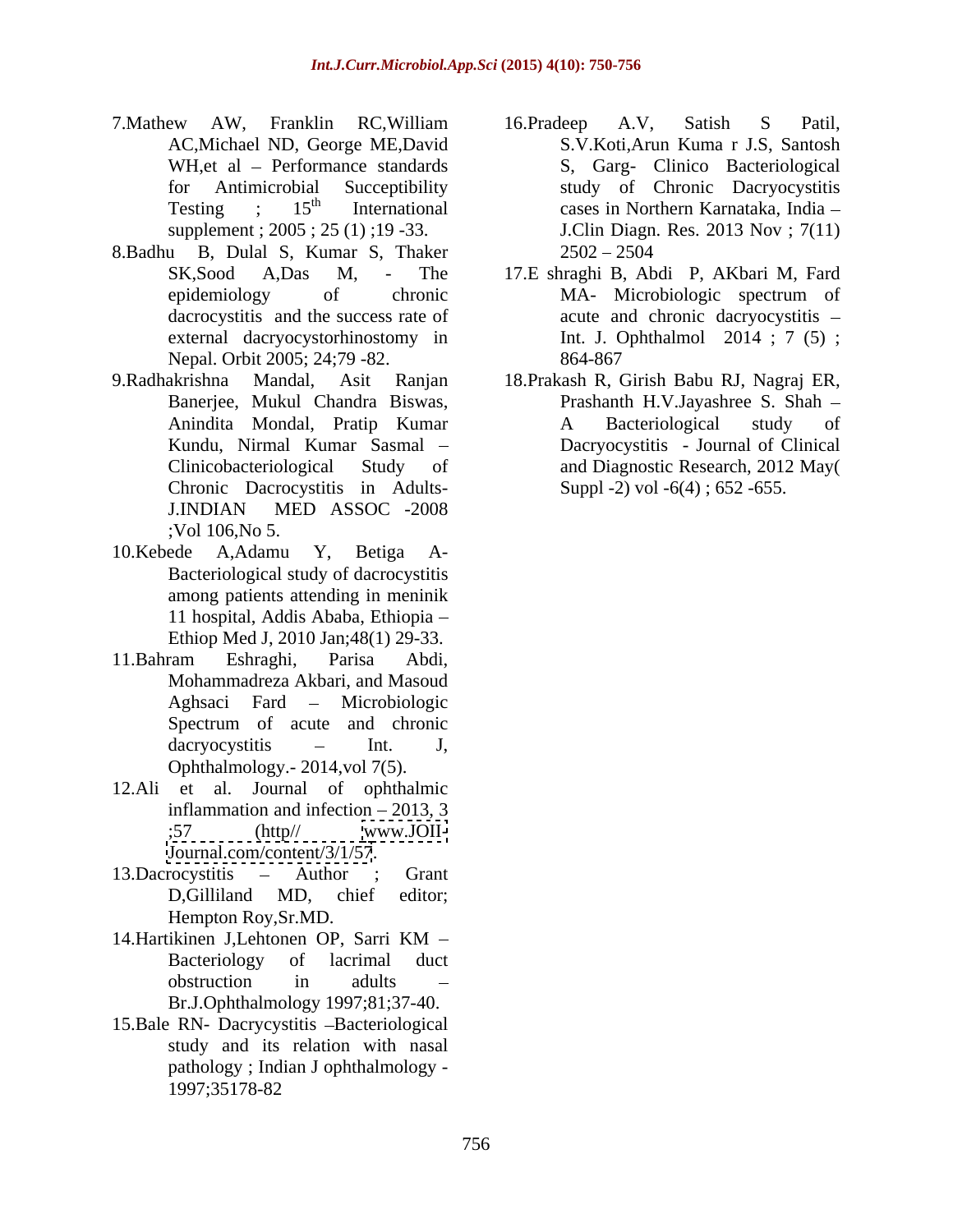7.Mathew AW, Franklin RC,William AC,Michael ND, George ME,David WH,et al – Performance standards for Antimicrobial Succeptibility Testing ; 15th International supplement ; 2005 ; 25 (1) ;19 -33.

8.Badhu B, Dulal S, Kumar S, Thaker SK,Sood A,Das M, - The epidemiology of chronic dacrocystitis and the success rate of external dacryocystorhinostomy in Nepal. Orbit 2005; 24;79 -82.

9.Radhakrishna Mandal, Asit Ranjan Banerjee, Mukul Chandra Biswas, Anindita Mondal, Pratip Kumar Kundu, Nirmal Kumar Sasmal – Clinicobacteriological Study of Chronic Dacrocystitis in Adults- J.INDIAN MED ASSOC -2008 ;Vol 106,No 5.

10.Kebede A,Adamu Y, Betiga A- Bacteriological study of dacrocystitis among patients attending in meninik 11 hospital, Addis Ababa, Ethiopia – Ethiop Med J, 2010 Jan;48(1) 29-33.

11.Bahram Eshraghi, Parisa Abdi, Mohammadreza Akbari, and Masoud Aghsaci Fard – Microbiologic Spectrum of acute and chronic dacryocystitis – Int. J, Ophthalmology.- 2014,vol 7(5).

12.Ali et al. Journal of ophthalmic inflammation and infection – 2013, 3 ;57 (http// www.JOII-Journal.com/content/3/1/57.

13.Dacrocystitis – Author ; Grant D,Gilliland MD, chief editor; Hempton Roy,Sr.MD.

14.Hartikinen J,Lehtonen OP, Sarri KM – Bacteriology of lacrimal duct obstruction in adults – Br.J.Ophthalmology 1997;81;37-40.

15.Bale RN- Dacrycystitis –Bacteriological study and its relation with nasal pathology ; Indian J ophthalmology -1997;35178-82

16.Pradeep A.V, Satish S Patil, S.V.Koti,Arun Kuma r J.S, Santosh S, Garg- Clinico Bacteriological study of Chronic Dacryocystitis cases in Northern Karnataka, India – J.Clin Diagn. Res. 2013 Nov ; 7(11) 2502 – 2504

17.E shraghi B, Abdi P, AKbari M, Fard MA- Microbiologic spectrum of acute and chronic dacryocystitis – Int. J. Ophthalmol 2014 ; 7 (5) ; 864-867

18.Prakash R, Girish Babu RJ, Nagraj ER, Prashanth H.V.Jayashree S. Shah – A Bacteriological study of Dacryocystitis - Journal of Clinical and Diagnostic Research, 2012 May( Suppl -2) vol -6(4) ; 652 -655.